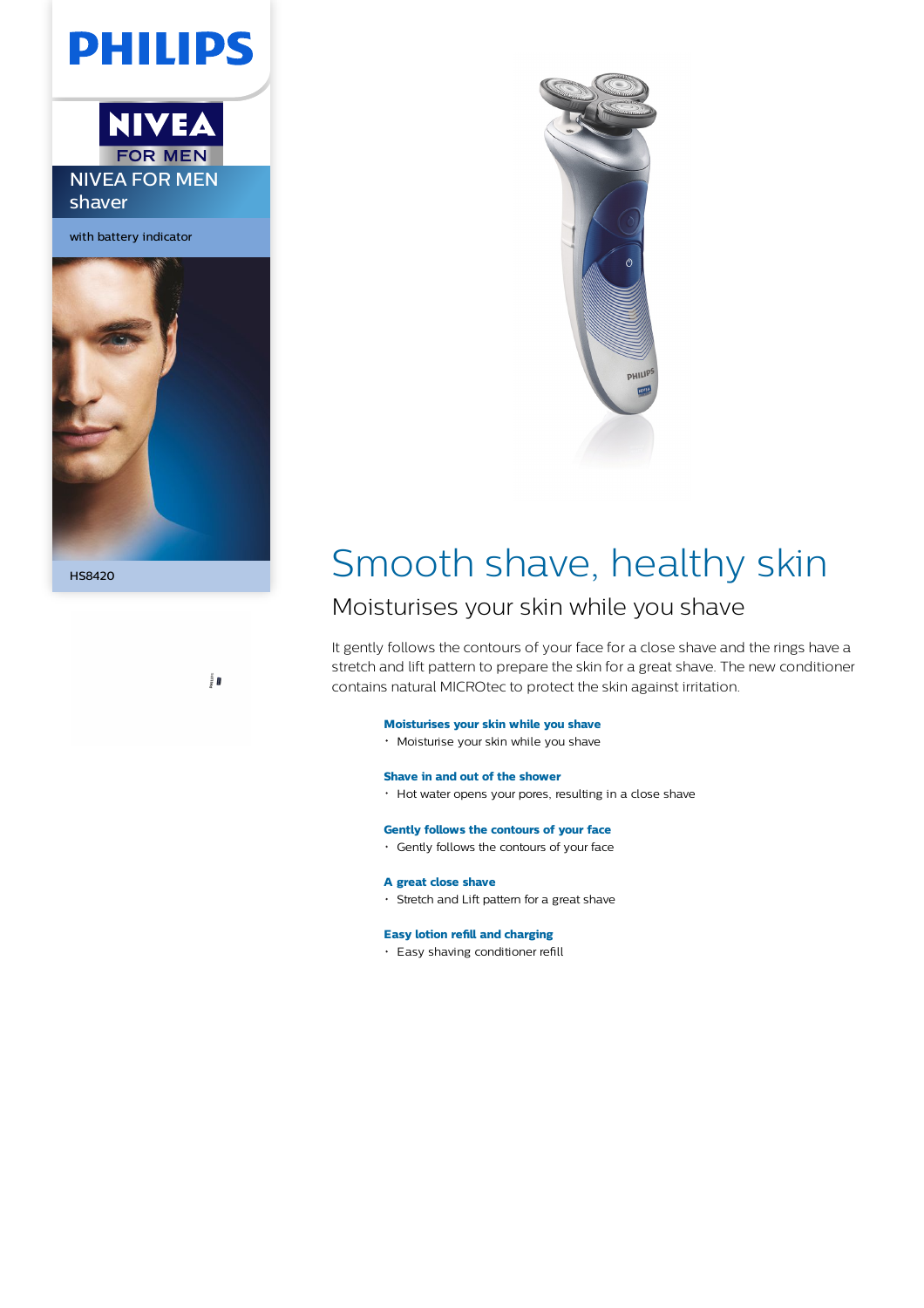PHILIPS

NIVEA FOR MEN

# NIVEA FOR MEN shaver

with battery indicator

HS8420

# Smooth shave, healthy skin

## Moisturises your skin while you shave

It gently follows the contours of your face for a close shave and the rings have a stretch and lift pattern to prepare the skin for a great shave. The new conditioner contains natural MICROtec to protect the skin against irritation.

**Moisturises your skin while you shave**

- Moisturise your skin while you shave

**Shave in and out of the shower**

- Hot water opens your pores, resulting in a close shave

**Gently follows the contours of your face**

- Gently follows the contours of your face

**A great close shave**

- Stretch and Lift pattern for a great shave

**Easy lotion refill and charging**

- Easy shaving conditioner refill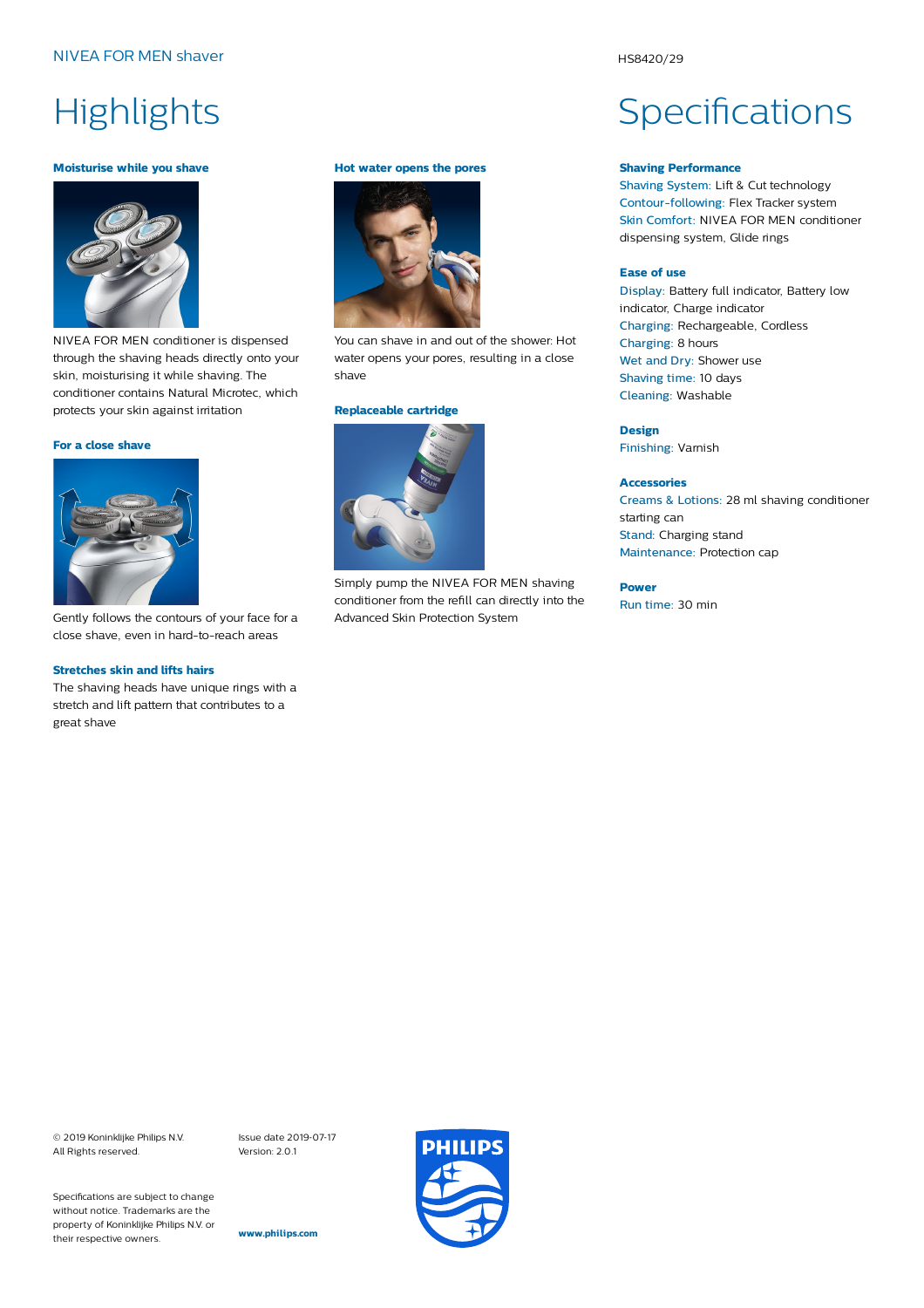NIVEA FOR MEN shaver

HS8420/29

# Highlights

### Moisturise while you shave

NIVEA FOR MEN conditioner is dispensed through the shaving heads directly onto your skin, moisturising it while shaving. The conditioner contains Natural Microtec, which protects your skin against irritation

### For a close shave

Gently follows the contours of your face for a close shave, even in hard-to-reach areas

### Stretches skin and lifts hairs

The shaving heads have unique rings with a stretch and lift pattern that contributes to a great shave

### Hot water opens the pores

You can shave in and out of the shower: Hot water opens your pores, resulting in a close shave

### Replaceable cartridge

Simply pump the NIVEA FOR MEN shaving conditioner from the refill can directly into the Advanced Skin Protection System

# Specifications

### Shaving Performance

- Shaving System: Lift & Cut technology
- Contour-following: Flex Tracker system
- Skin Comfort: NIVEA FOR MEN conditioner dispensing system, Glide rings

### Ease of use

- Display: Battery full indicator, Battery low indicator, Charge indicator
- Charging: Rechargeable, Cordless
- Charging: 8 hours
- Wet and Dry: Shower use
- Shaving time: 10 days
- Cleaning: Washable

### Design

- Finishing: Varnish

### Accessories

- Creams & Lotions: 28 ml shaving conditioner starting can
- Stand: Charging stand
- Maintenance: Protection cap

### Power

- Run time: 30 min

© 2019 Koninklijke Philips N.V.
All Rights reserved.

Issue date 2019-07-17
Version: 2.0.1

Specifications are subject to change without notice. Trademarks are the property of Koninklijke Philips N.V. or their respective owners.

www.philips.com